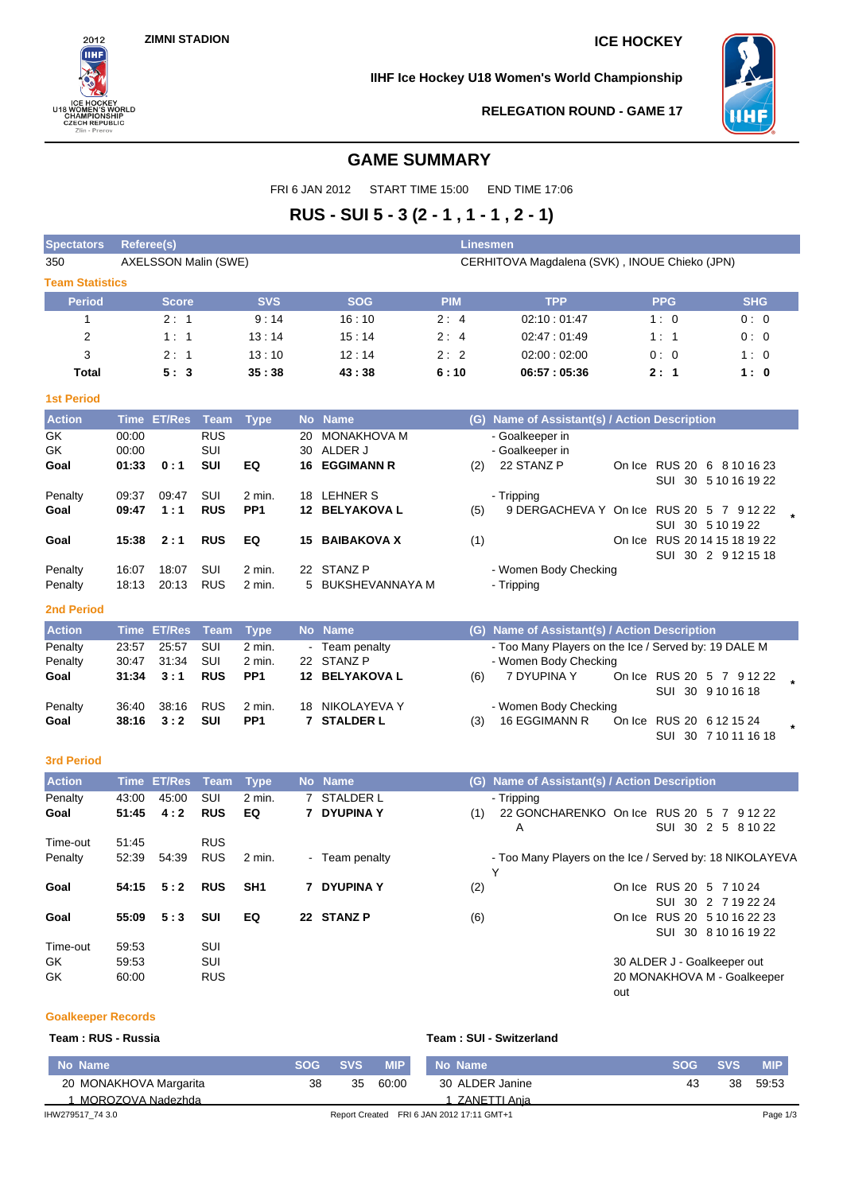ZIMNI STADION

ICE HOCKEY

IIHF Ice Hockey U18 Women's World Championship

RELEGATION ROUND - GAME 17

# GAME SUMMARY

FRI 6 JAN 2012 START TIME 15:00 END TIME 17:06

## RUS - SUI 5 - 3 (2 - 1 , 1 - 1 , 2 - 1)

| Spectators | Referee(s) | Linesmen |
|---|---|---|
| 350 | AXELSSON Malin (SWE) | CERHITOVA Magdalena (SVK) , INOUE Chieko (JPN) |

**Team Statistics**

| Period | Score | SVS | SOG | PIM | TPP | PPG | SHG |
|---|---|---|---|---|---|---|---|
| 1 | 2 : 1 | 9 : 14 | 16 : 10 | 2 : 4 | 02:10 : 01:47 | 1 : 0 | 0 : 0 |
| 2 | 1 : 1 | 13 : 14 | 15 : 14 | 2 : 4 | 02:47 : 01:49 | 1 : 1 | 0 : 0 |
| 3 | 2 : 1 | 13 : 10 | 12 : 14 | 2 : 2 | 02:00 : 02:00 | 0 : 0 | 1 : 0 |
| **Total** | **5 : 3** | **35 : 38** | **43 : 38** | **6 : 10** | **06:57 : 05:36** | **2 : 1** | **1 : 0** |

**1st Period**

| Action | Time | ET/Res | Team | Type | No | Name | (G) | Name of Assistant(s) / Action Description | | |
|---|---|---|---|---|---|---|---|---|---|---|
| GK | 00:00 | | RUS | | 20 | MONAKHOVA M | | - Goalkeeper in | | |
| GK | 00:00 | | SUI | | 30 | ALDER J | | - Goalkeeper in | | |
| **Goal** | **01:33** | **0 : 1** | **SUI** | **EQ** | **16** | **EGGIMANN R** | (2) | 22 STANZ P | On Ice | RUS 20 6 8 10 16 23<br>SUI 30 5 10 16 19 22 |
| Penalty | 09:37 | 09:47 | SUI | 2 min. | 18 | LEHNER S | | - Tripping | | |
| **Goal** | **09:47** | **1 : 1** | **RUS** | **PP1** | **12** | **BELYAKOVA L** | (5) | 9 DERGACHEVA Y | On Ice | RUS 20 5 7 9 12 22<br>SUI 30 5 10 19 22 * |
| **Goal** | **15:38** | **2 : 1** | **RUS** | **EQ** | **15** | **BAIBAKOVA X** | (1) | | On Ice | RUS 20 14 15 18 19 22<br>SUI 30 2 9 12 15 18 |
| Penalty | 16:07 | 18:07 | SUI | 2 min. | 22 | STANZ P | | - Women Body Checking | | |
| Penalty | 18:13 | 20:13 | RUS | 2 min. | 5 | BUKSHEVANNAYA M | | - Tripping | | |

**2nd Period**

| Action | Time | ET/Res | Team | Type | No | Name | (G) | Name of Assistant(s) / Action Description | | |
|---|---|---|---|---|---|---|---|---|---|---|
| Penalty | 23:57 | 25:57 | SUI | 2 min. | - | Team penalty | | - Too Many Players on the Ice / Served by: 19 DALE M | | |
| Penalty | 30:47 | 31:34 | SUI | 2 min. | 22 | STANZ P | | - Women Body Checking | | |
| **Goal** | **31:34** | **3 : 1** | **RUS** | **PP1** | **12** | **BELYAKOVA L** | (6) | 7 DYUPINA Y | On Ice | RUS 20 5 7 9 12 22<br>SUI 30 9 10 16 18 * |
| Penalty | 36:40 | 38:16 | RUS | 2 min. | 18 | NIKOLAYEVA Y | | - Women Body Checking | | |
| **Goal** | **38:16** | **3 : 2** | **SUI** | **PP1** | **7** | **STALDER L** | (3) | 16 EGGIMANN R | On Ice | RUS 20 6 12 15 24<br>SUI 30 7 10 11 16 18 * |

**3rd Period**

| Action | Time | ET/Res | Team | Type | No | Name | (G) | Name of Assistant(s) / Action Description | | |
|---|---|---|---|---|---|---|---|---|---|---|
| Penalty | 43:00 | 45:00 | SUI | 2 min. | 7 | STALDER L | | - Tripping | | |
| **Goal** | **51:45** | **4 : 2** | **RUS** | **EQ** | **7** | **DYUPINA Y** | (1) | 22 GONCHARENKO A | On Ice | RUS 20 5 7 9 12 22<br>SUI 30 2 5 8 10 22 |
| Time-out | 51:45 | | RUS | | | | | | | |
| Penalty | 52:39 | 54:39 | RUS | 2 min. | - | Team penalty | | - Too Many Players on the Ice / Served by: 18 NIKOLAYEVA Y | | |
| **Goal** | **54:15** | **5 : 2** | **RUS** | **SH1** | **7** | **DYUPINA Y** | (2) | | On Ice | RUS 20 5 7 10 24<br>SUI 30 2 7 19 22 24 |
| **Goal** | **55:09** | **5 : 3** | **SUI** | **EQ** | **22** | **STANZ P** | (6) | | On Ice | RUS 20 5 10 16 22 23<br>SUI 30 8 10 16 19 22 |
| Time-out | 59:53 | | SUI | | | | | | | |
| GK | 59:53 | | SUI | | | | | | | 30 ALDER J - Goalkeeper out |
| GK | 60:00 | | RUS | | | | | | | 20 MONAKHOVA M - Goalkeeper out |

**Goalkeeper Records**

**Team : RUS - Russia**

| No | Name | SOG | SVS | MIP |
|---|---|---|---|---|
| 20 | MONAKHOVA Margarita | 38 | 35 | 60:00 |
| 1 | MOROZOVA Nadezhda | | | |

**Team : SUI - Switzerland**

| No | Name | SOG | SVS | MIP |
|---|---|---|---|---|
| 30 | ALDER Janine | 43 | 38 | 59:53 |
| 1 | ZANETTI Anja | | | |

IHW279517_74 3.0 Report Created FRI 6 JAN 2012 17:11 GMT+1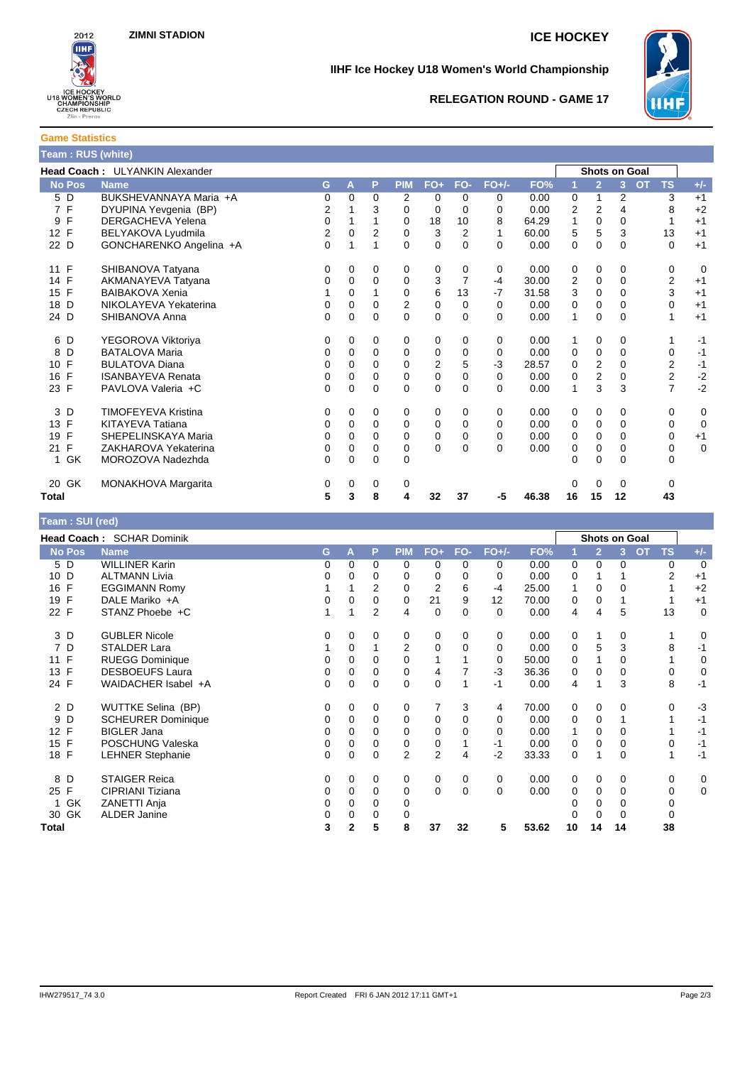ZIMNI STADION

ICE HOCKEY

# IIHF Ice Hockey U18 Women's World Championship

## RELEGATION ROUND - GAME 17

### Game Statistics

**Team : RUS (white)**

**Head Coach :** ULYANKIN Alexander

| No | Pos | Name | G | A | P | PIM | FO+ | FO- | FO+/- | FO% | 1 | 2 | 3 | OT | TS | +/- |
|---|---|---|---|---|---|---|---|---|---|---|---|---|---|---|---|---|
| | | | | | | | | | | | Shots on Goal | | | | | |
| 5 | D | BUKSHEVANNAYA Maria +A | 0 | 0 | 0 | 2 | 0 | 0 | 0 | 0.00 | 0 | 1 | 2 | | 3 | +1 |
| 7 | F | DYUPINA Yevgenia (BP) | 2 | 1 | 3 | 0 | 0 | 0 | 0 | 0.00 | 2 | 2 | 4 | | 8 | +2 |
| 9 | F | DERGACHEVA Yelena | 0 | 1 | 1 | 0 | 18 | 10 | 8 | 64.29 | 1 | 0 | 0 | | 1 | +1 |
| 12 | F | BELYAKOVA Lyudmila | 2 | 0 | 2 | 0 | 3 | 2 | 1 | 60.00 | 5 | 5 | 3 | | 13 | +1 |
| 22 | D | GONCHARENKO Angelina +A | 0 | 1 | 1 | 0 | 0 | 0 | 0 | 0.00 | 0 | 0 | 0 | | 0 | +1 |
| 11 | F | SHIBANOVA Tatyana | 0 | 0 | 0 | 0 | 0 | 0 | 0 | 0.00 | 0 | 0 | 0 | | 0 | 0 |
| 14 | F | AKMANAYEVA Tatyana | 0 | 0 | 0 | 0 | 3 | 7 | -4 | 30.00 | 2 | 0 | 0 | | 2 | +1 |
| 15 | F | BAIBAKOVA Xenia | 1 | 0 | 1 | 0 | 6 | 13 | -7 | 31.58 | 3 | 0 | 0 | | 3 | +1 |
| 18 | D | NIKOLAYEVA Yekaterina | 0 | 0 | 0 | 2 | 0 | 0 | 0 | 0.00 | 0 | 0 | 0 | | 0 | +1 |
| 24 | D | SHIBANOVA Anna | 0 | 0 | 0 | 0 | 0 | 0 | 0 | 0.00 | 1 | 0 | 0 | | 1 | +1 |
| 6 | D | YEGOROVA Viktoriya | 0 | 0 | 0 | 0 | 0 | 0 | 0 | 0.00 | 1 | 0 | 0 | | 1 | -1 |
| 8 | D | BATALOVA Maria | 0 | 0 | 0 | 0 | 0 | 0 | 0 | 0.00 | 0 | 0 | 0 | | 0 | -1 |
| 10 | F | BULATOVA Diana | 0 | 0 | 0 | 0 | 2 | 5 | -3 | 28.57 | 0 | 2 | 0 | | 2 | -1 |
| 16 | F | ISANBAYEVA Renata | 0 | 0 | 0 | 0 | 0 | 0 | 0 | 0.00 | 0 | 2 | 0 | | 2 | -2 |
| 23 | F | PAVLOVA Valeria +C | 0 | 0 | 0 | 0 | 0 | 0 | 0 | 0.00 | 1 | 3 | 3 | | 7 | -2 |
| 3 | D | TIMOFEYEVA Kristina | 0 | 0 | 0 | 0 | 0 | 0 | 0 | 0.00 | 0 | 0 | 0 | | 0 | 0 |
| 13 | F | KITAYEVA Tatiana | 0 | 0 | 0 | 0 | 0 | 0 | 0 | 0.00 | 0 | 0 | 0 | | 0 | 0 |
| 19 | F | SHEPELINSKAYA Maria | 0 | 0 | 0 | 0 | 0 | 0 | 0 | 0.00 | 0 | 0 | 0 | | 0 | +1 |
| 21 | F | ZAKHAROVA Yekaterina | 0 | 0 | 0 | 0 | 0 | 0 | 0 | 0.00 | 0 | 0 | 0 | | 0 | 0 |
| 1 | GK | MOROZOVA Nadezhda | 0 | 0 | 0 | 0 | | | | | 0 | 0 | 0 | | 0 | |
| 20 | GK | MONAKHOVA Margarita | 0 | 0 | 0 | 0 | | | | | 0 | 0 | 0 | | 0 | |
| **Total** | | | **5** | **3** | **8** | **4** | **32** | **37** | **-5** | **46.38** | **16** | **15** | **12** | | **43** | |

**Team : SUI (red)**

**Head Coach :** SCHAR Dominik

| No | Pos | Name | G | A | P | PIM | FO+ | FO- | FO+/- | FO% | 1 | 2 | 3 | OT | TS | +/- |
|---|---|---|---|---|---|---|---|---|---|---|---|---|---|---|---|---|
| | | | | | | | | | | | Shots on Goal | | | | | |
| 5 | D | WILLINER Karin | 0 | 0 | 0 | 0 | 0 | 0 | 0 | 0.00 | 0 | 0 | 0 | | 0 | 0 |
| 10 | D | ALTMANN Livia | 0 | 0 | 0 | 0 | 0 | 0 | 0 | 0.00 | 0 | 1 | 1 | | 2 | +1 |
| 16 | F | EGGIMANN Romy | 1 | 1 | 2 | 0 | 2 | 6 | -4 | 25.00 | 1 | 0 | 0 | | 1 | +2 |
| 19 | F | DALE Mariko +A | 0 | 0 | 0 | 0 | 21 | 9 | 12 | 70.00 | 0 | 0 | 1 | | 1 | +1 |
| 22 | F | STANZ Phoebe +C | 1 | 1 | 2 | 4 | 0 | 0 | 0 | 0.00 | 4 | 4 | 5 | | 13 | 0 |
| 3 | D | GUBLER Nicole | 0 | 0 | 0 | 0 | 0 | 0 | 0 | 0.00 | 0 | 1 | 0 | | 1 | 0 |
| 7 | D | STALDER Lara | 1 | 0 | 1 | 2 | 0 | 0 | 0 | 0.00 | 0 | 5 | 3 | | 8 | -1 |
| 11 | F | RUEGG Dominique | 0 | 0 | 0 | 0 | 1 | 1 | 0 | 50.00 | 0 | 1 | 0 | | 1 | 0 |
| 13 | F | DESBOEUFS Laura | 0 | 0 | 0 | 0 | 4 | 7 | -3 | 36.36 | 0 | 0 | 0 | | 0 | 0 |
| 24 | F | WAIDACHER Isabel +A | 0 | 0 | 0 | 0 | 0 | 1 | -1 | 0.00 | 4 | 1 | 3 | | 8 | -1 |
| 2 | D | WUTTKE Selina (BP) | 0 | 0 | 0 | 0 | 7 | 3 | 4 | 70.00 | 0 | 0 | 0 | | 0 | -3 |
| 9 | D | SCHEURER Dominique | 0 | 0 | 0 | 0 | 0 | 0 | 0 | 0.00 | 0 | 0 | 1 | | 1 | -1 |
| 12 | F | BIGLER Jana | 0 | 0 | 0 | 0 | 0 | 0 | 0 | 0.00 | 1 | 0 | 0 | | 1 | -1 |
| 15 | F | POSCHUNG Valeska | 0 | 0 | 0 | 0 | 0 | 1 | -1 | 0.00 | 0 | 0 | 0 | | 0 | -1 |
| 18 | F | LEHNER Stephanie | 0 | 0 | 0 | 2 | 2 | 4 | -2 | 33.33 | 0 | 1 | 0 | | 1 | -1 |
| 8 | D | STAIGER Reica | 0 | 0 | 0 | 0 | 0 | 0 | 0 | 0.00 | 0 | 0 | 0 | | 0 | 0 |
| 25 | F | CIPRIANI Tiziana | 0 | 0 | 0 | 0 | 0 | 0 | 0 | 0.00 | 0 | 0 | 0 | | 0 | 0 |
| 1 | GK | ZANETTI Anja | 0 | 0 | 0 | 0 | | | | | 0 | 0 | 0 | | 0 | |
| 30 | GK | ALDER Janine | 0 | 0 | 0 | 0 | | | | | 0 | 0 | 0 | | 0 | |
| **Total** | | | **3** | **2** | **5** | **8** | **37** | **32** | **5** | **53.62** | **10** | **14** | **14** | | **38** | |

IHW279517_74 3.0 Report Created FRI 6 JAN 2012 17:11 GMT+1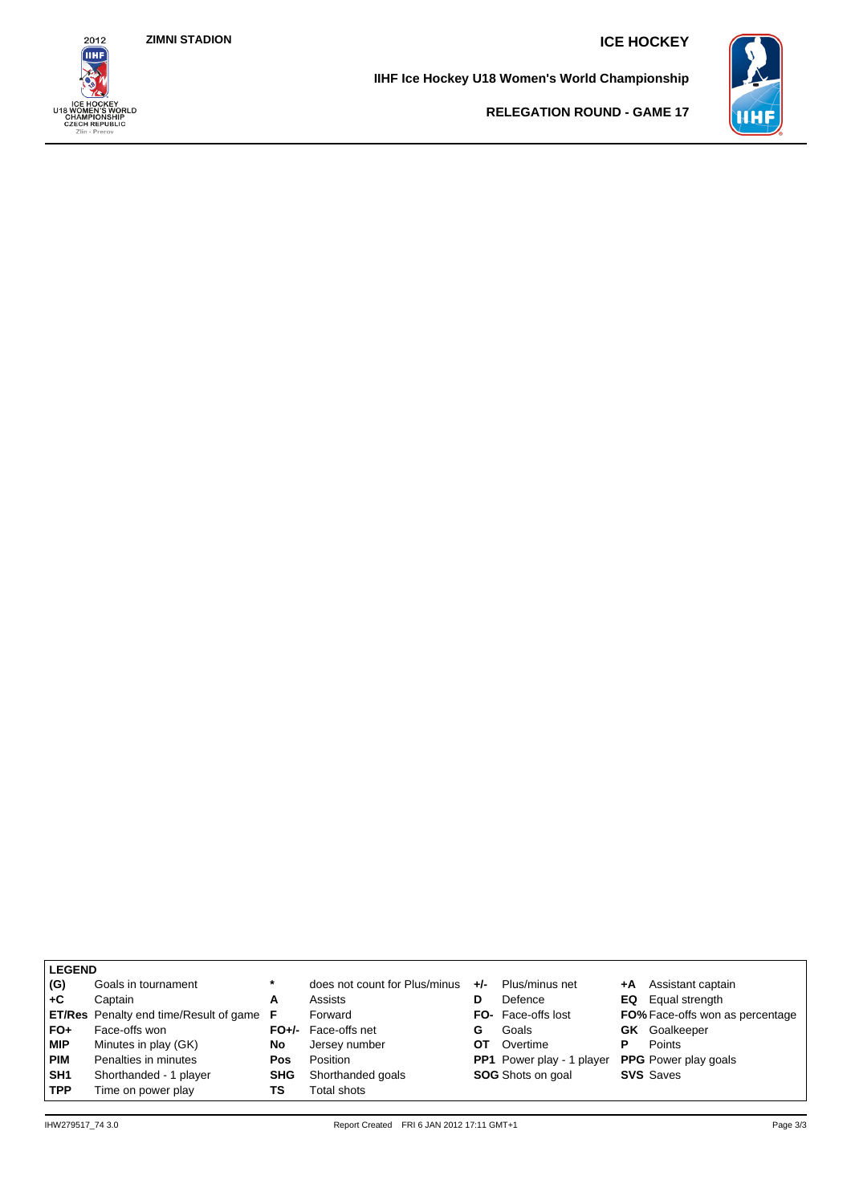# ICE HOCKEY

## IIHF Ice Hockey U18 Women's World Championship

## RELEGATION ROUND - GAME 17

**ZIMNI STADION**

| LEGEND | | | | | | | |
|---|---|---|---|---|---|---|---|
| **(G)** | Goals in tournament | **\*** | does not count for Plus/minus | **+/-** | Plus/minus net | **+A** | Assistant captain |
| **+C** | Captain | **A** | Assists | **D** | Defence | **EQ** | Equal strength |
| **ET/Res** | Penalty end time/Result of game | **F** | Forward | **FO-** | Face-offs lost | **FO%** | Face-offs won as percentage |
| **FO+** | Face-offs won | **FO+/-** | Face-offs net | **G** | Goals | **GK** | Goalkeeper |
| **MIP** | Minutes in play (GK) | **No** | Jersey number | **OT** | Overtime | **P** | Points |
| **PIM** | Penalties in minutes | **Pos** | Position | **PP1** | Power play - 1 player | **PPG** | Power play goals |
| **SH1** | Shorthanded - 1 player | **SHG** | Shorthanded goals | **SOG** | Shots on goal | **SVS** | Saves |
| **TPP** | Time on power play | **TS** | Total shots | | | | |

IHW279517_74 3.0    Report Created FRI 6 JAN 2012 17:11 GMT+1